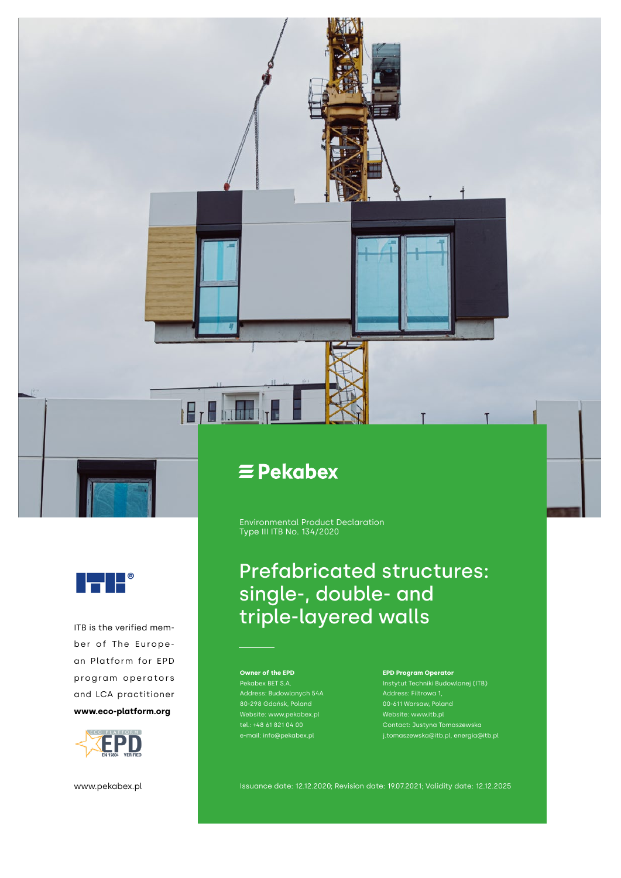Pekabex

Environmental Product Declaration
Type III ITB No. 134/2020

# Prefabricated structures: single-, double- and triple-layered walls

**Owner of the EPD**
Pekabex BET S.A.
Address: Budowlanych 54A
80-298 Gdańsk, Poland
Website: www.pekabex.pl
tel.: +48 61 821 04 00
e-mail: info@pekabex.pl

**EPD Program Operator**
Instytut Techniki Budowlanej (ITB)
Address: Filtrowa 1,
00-611 Warsaw, Poland
Website: www.itb.pl
Contact: Justyna Tomaszewska
j.tomaszewska@itb.pl, energia@itb.pl

Issuance date: 12.12.2020; Revision date: 19.07.2021; Validity date: 12.12.2025

ITB is the verified member of The European Platform for EPD program operators and LCA practitioner
**www.eco-platform.org**

www.pekabex.pl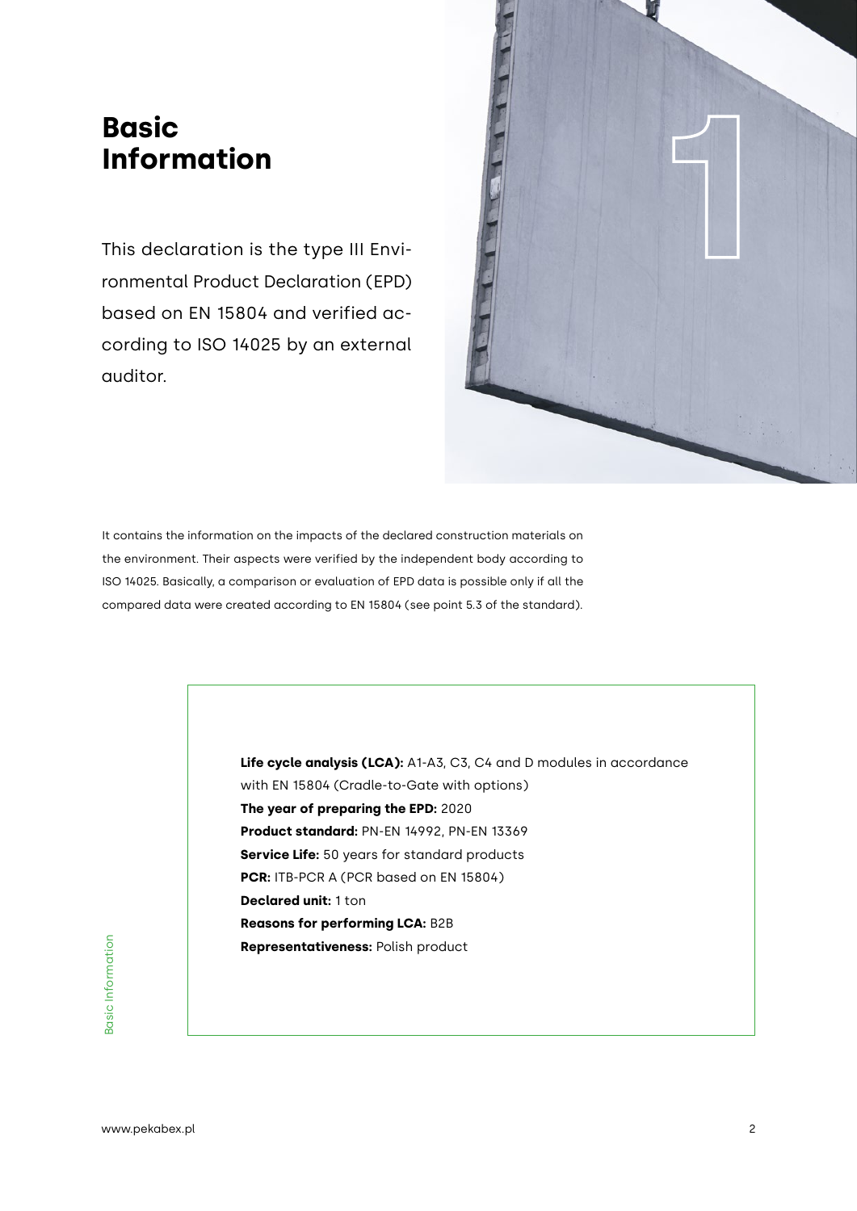# Basic Information

This declaration is the type III Environmental Product Declaration (EPD) based on EN 15804 and verified according to ISO 14025 by an external auditor.

It contains the information on the impacts of the declared construction materials on the environment. Their aspects were verified by the independent body according to ISO 14025. Basically, a comparison or evaluation of EPD data is possible only if all the compared data were created according to EN 15804 (see point 5.3 of the standard).

**Life cycle analysis (LCA):** A1-A3, C3, C4 and D modules in accordance with EN 15804 (Cradle-to-Gate with options)
**The year of preparing the EPD:** 2020
**Product standard:** PN-EN 14992, PN-EN 13369
**Service Life:** 50 years for standard products
**PCR:** ITB-PCR A (PCR based on EN 15804)
**Declared unit:** 1 ton
**Reasons for performing LCA:** B2B
**Representativeness:** Polish product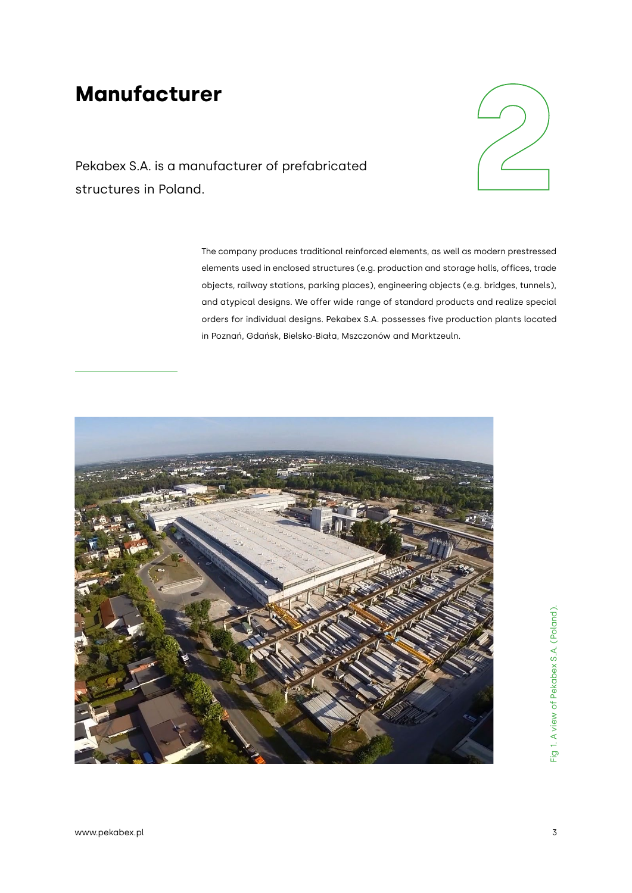# Manufacturer

Pekabex S.A. is a manufacturer of prefabricated structures in Poland.

The company produces traditional reinforced elements, as well as modern prestressed elements used in enclosed structures (e.g. production and storage halls, offices, trade objects, railway stations, parking places), engineering objects (e.g. bridges, tunnels), and atypical designs. We offer wide range of standard products and realize special orders for individual designs. Pekabex S.A. possesses five production plants located in Poznań, Gdańsk, Bielsko-Biała, Mszczonów and Marktzeuln.

Fig 1. A view of Pekabex S.A. (Poland).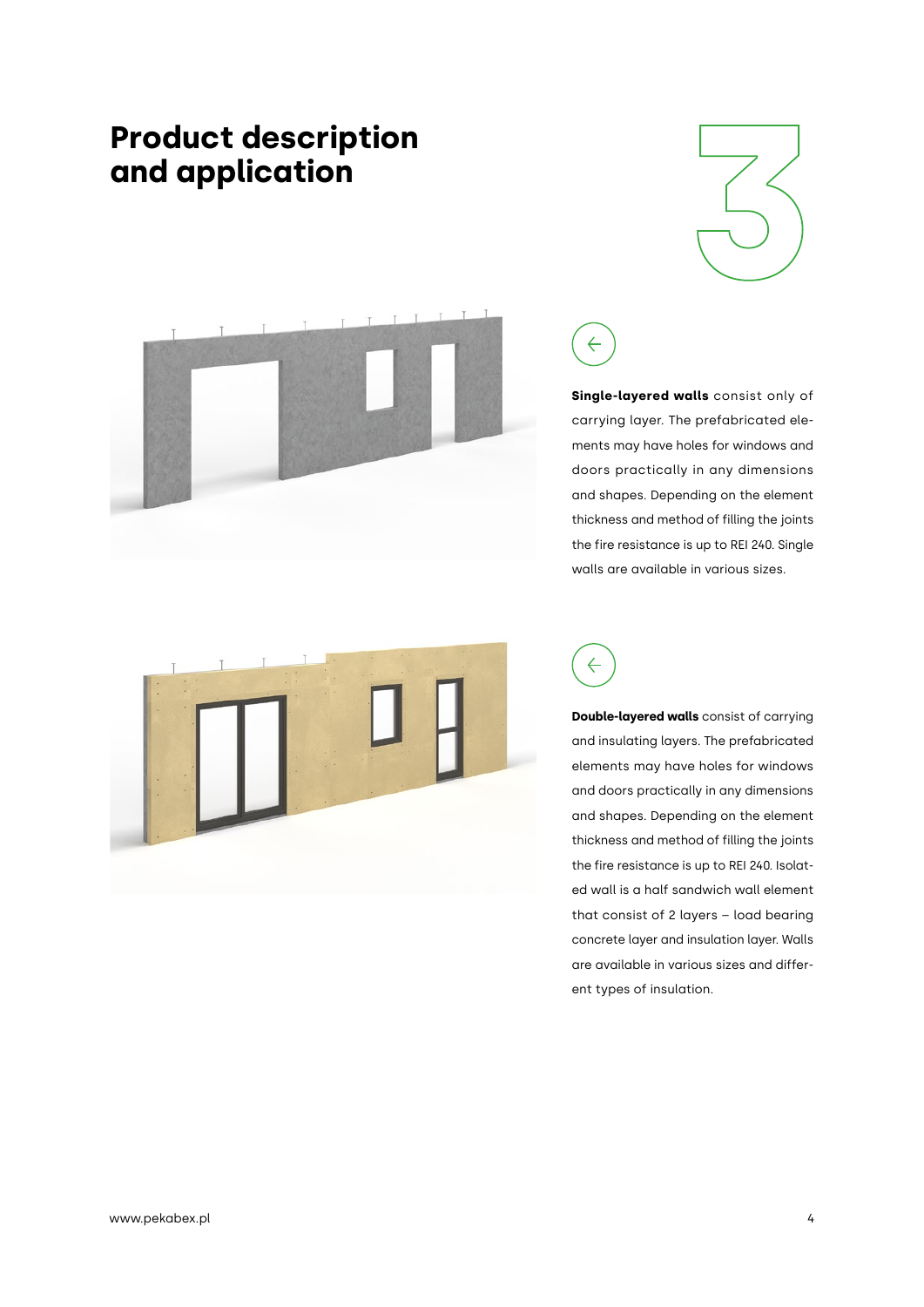# Product description and application

3

**Single-layered walls** consist only of carrying layer. The prefabricated elements may have holes for windows and doors practically in any dimensions and shapes. Depending on the element thickness and method of filling the joints the fire resistance is up to REI 240. Single walls are available in various sizes.

**Double-layered walls** consist of carrying and insulating layers. The prefabricated elements may have holes for windows and doors practically in any dimensions and shapes. Depending on the element thickness and method of filling the joints the fire resistance is up to REI 240. Isolated wall is a half sandwich wall element that consist of 2 layers – load bearing concrete layer and insulation layer. Walls are available in various sizes and different types of insulation.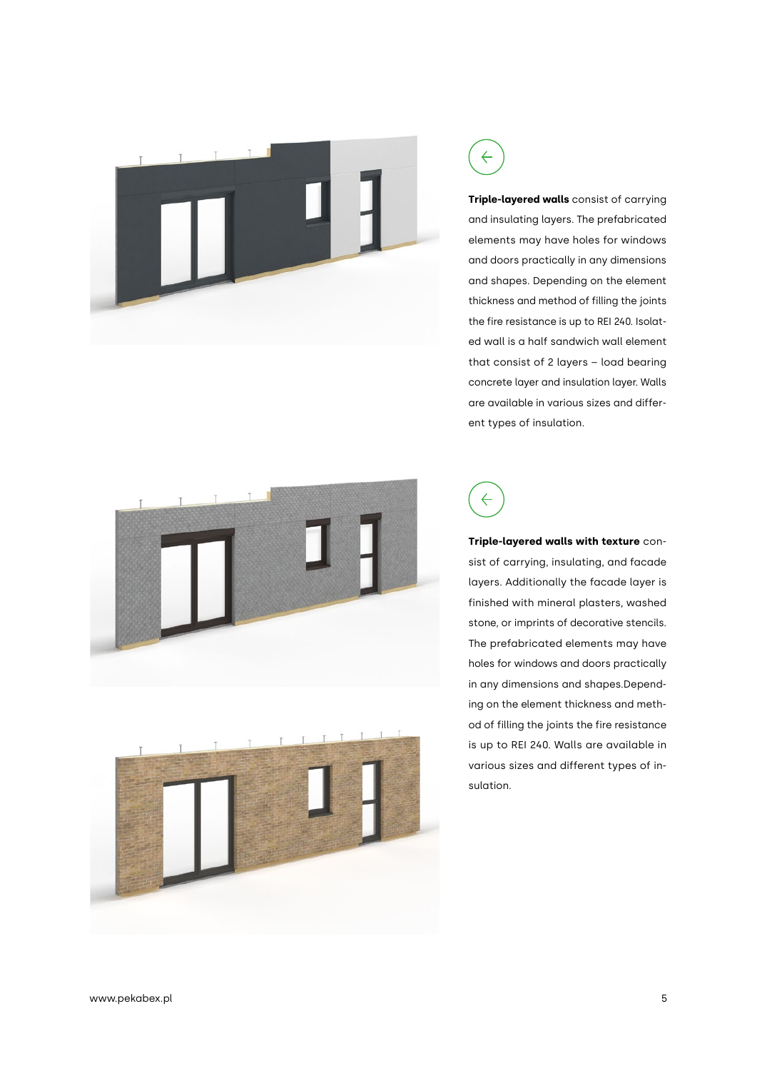**Triple-layered walls** consist of carrying and insulating layers. The prefabricated elements may have holes for windows and doors practically in any dimensions and shapes. Depending on the element thickness and method of filling the joints the fire resistance is up to REI 240. Isolated wall is a half sandwich wall element that consist of 2 layers – load bearing concrete layer and insulation layer. Walls are available in various sizes and different types of insulation.

**Triple-layered walls with texture** consist of carrying, insulating, and facade layers. Additionally the facade layer is finished with mineral plasters, washed stone, or imprints of decorative stencils. The prefabricated elements may have holes for windows and doors practically in any dimensions and shapes.Depending on the element thickness and method of filling the joints the fire resistance is up to REI 240. Walls are available in various sizes and different types of insulation.

www.pekabex.pl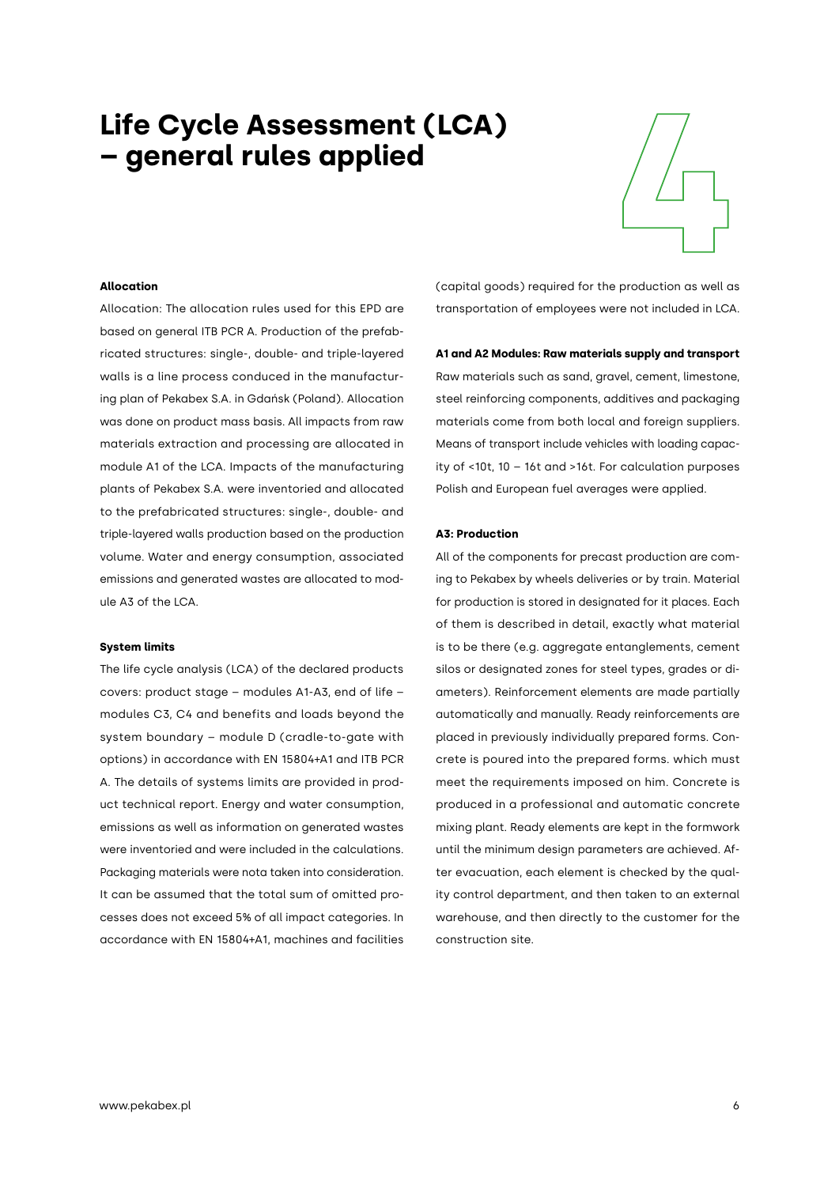# Life Cycle Assessment (LCA) – general rules applied

4

### Allocation

Allocation: The allocation rules used for this EPD are based on general ITB PCR A. Production of the prefabricated structures: single-, double- and triple-layered walls is a line process conduced in the manufacturing plan of Pekabex S.A. in Gdańsk (Poland). Allocation was done on product mass basis. All impacts from raw materials extraction and processing are allocated in module A1 of the LCA. Impacts of the manufacturing plants of Pekabex S.A. were inventoried and allocated to the prefabricated structures: single-, double- and triple-layered walls production based on the production volume. Water and energy consumption, associated emissions and generated wastes are allocated to module A3 of the LCA.

### System limits

The life cycle analysis (LCA) of the declared products covers: product stage – modules A1-A3, end of life – modules C3, C4 and benefits and loads beyond the system boundary – module D (cradle-to-gate with options) in accordance with EN 15804+A1 and ITB PCR A. The details of systems limits are provided in product technical report. Energy and water consumption, emissions as well as information on generated wastes were inventoried and were included in the calculations. Packaging materials were nota taken into consideration. It can be assumed that the total sum of omitted processes does not exceed 5% of all impact categories. In accordance with EN 15804+A1, machines and facilities (capital goods) required for the production as well as transportation of employees were not included in LCA.

### A1 and A2 Modules: Raw materials supply and transport

Raw materials such as sand, gravel, cement, limestone, steel reinforcing components, additives and packaging materials come from both local and foreign suppliers. Means of transport include vehicles with loading capacity of <10t, 10 – 16t and >16t. For calculation purposes Polish and European fuel averages were applied.

### A3: Production

All of the components for precast production are coming to Pekabex by wheels deliveries or by train. Material for production is stored in designated for it places. Each of them is described in detail, exactly what material is to be there (e.g. aggregate entanglements, cement silos or designated zones for steel types, grades or diameters). Reinforcement elements are made partially automatically and manually. Ready reinforcements are placed in previously individually prepared forms. Concrete is poured into the prepared forms. which must meet the requirements imposed on him. Concrete is produced in a professional and automatic concrete mixing plant. Ready elements are kept in the formwork until the minimum design parameters are achieved. After evacuation, each element is checked by the quality control department, and then taken to an external warehouse, and then directly to the customer for the construction site.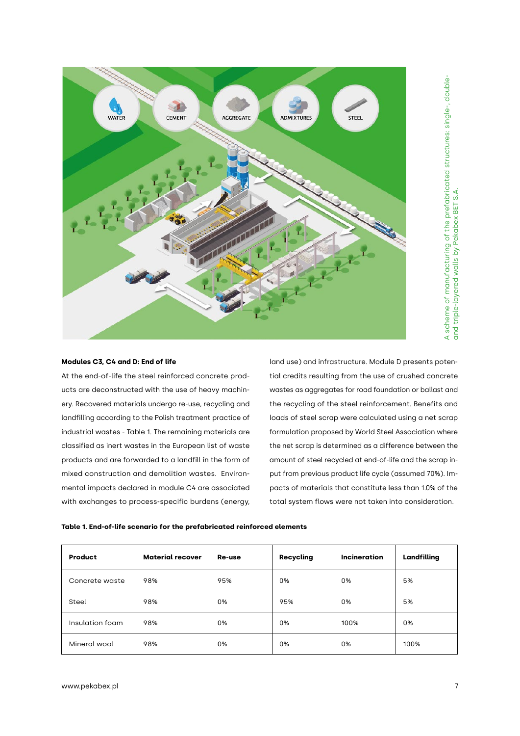A scheme of manufacturing of the prefabricated structures: single-, double- and triple-layered walls by Pekabex BET S.A.

**Modules C3, C4 and D: End of life**

At the end-of-life the steel reinforced concrete products are deconstructed with the use of heavy machinery. Recovered materials undergo re-use, recycling and landfilling according to the Polish treatment practice of industrial wastes - Table 1. The remaining materials are classified as inert wastes in the European list of waste products and are forwarded to a landfill in the form of mixed construction and demolition wastes. Environmental impacts declared in module C4 are associated with exchanges to process-specific burdens (energy, land use) and infrastructure. Module D presents potential credits resulting from the use of crushed concrete wastes as aggregates for road foundation or ballast and the recycling of the steel reinforcement. Benefits and loads of steel scrap were calculated using a net scrap formulation proposed by World Steel Association where the net scrap is determined as a difference between the amount of steel recycled at end-of-life and the scrap input from previous product life cycle (assumed 70%). Impacts of materials that constitute less than 1.0% of the total system flows were not taken into consideration.

**Table 1. End-of-life scenario for the prefabricated reinforced elements**

| Product | Material recover | Re-use | Recycling | Incineration | Landfilling |
|---|---|---|---|---|---|
| Concrete waste | 98% | 95% | 0% | 0% | 5% |
| Steel | 98% | 0% | 95% | 0% | 5% |
| Insulation foam | 98% | 0% | 0% | 100% | 0% |
| Mineral wool | 98% | 0% | 0% | 0% | 100% |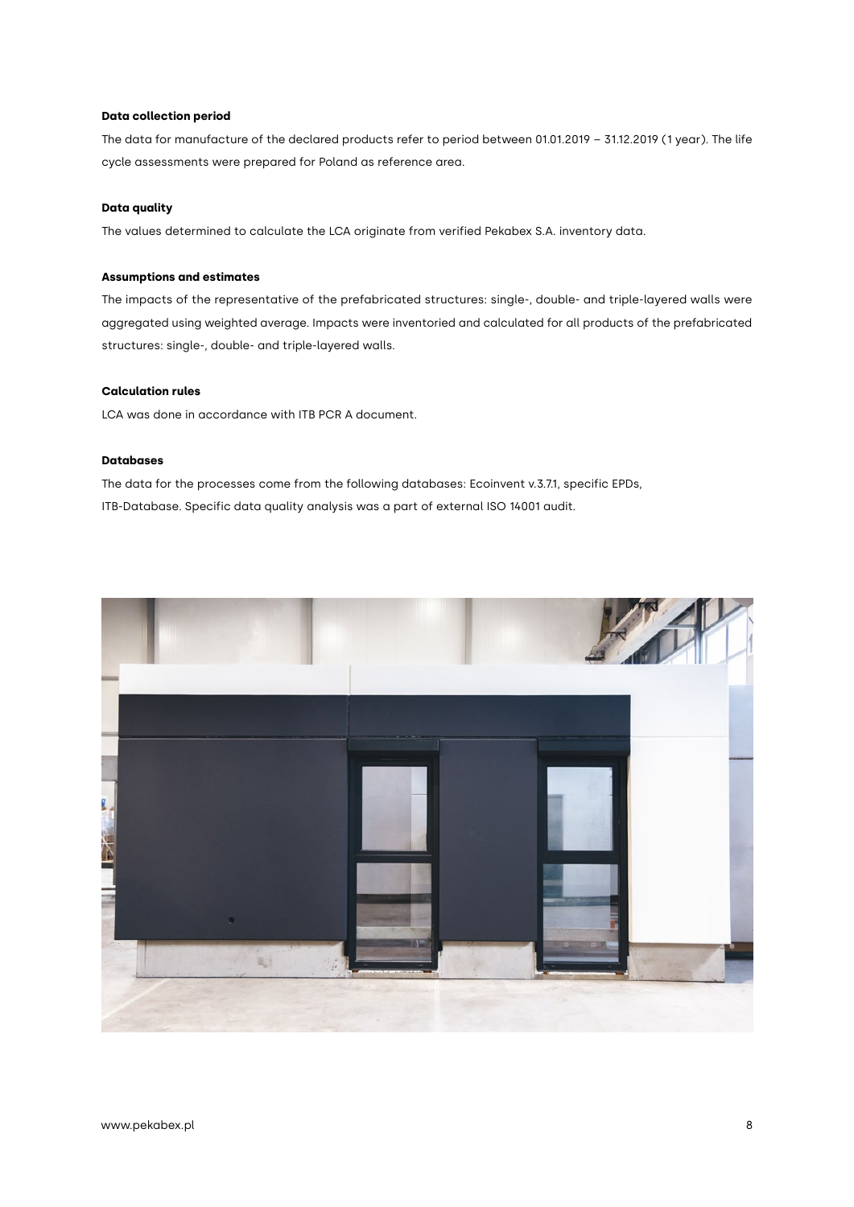**Data collection period**

The data for manufacture of the declared products refer to period between 01.01.2019 – 31.12.2019 (1 year). The life cycle assessments were prepared for Poland as reference area.

**Data quality**

The values determined to calculate the LCA originate from verified Pekabex S.A. inventory data.

**Assumptions and estimates**

The impacts of the representative of the prefabricated structures: single-, double- and triple-layered walls were aggregated using weighted average. Impacts were inventoried and calculated for all products of the prefabricated structures: single-, double- and triple-layered walls.

**Calculation rules**

LCA was done in accordance with ITB PCR A document.

**Databases**

The data for the processes come from the following databases: Ecoinvent v.3.7.1, specific EPDs, ITB-Database. Specific data quality analysis was a part of external ISO 14001 audit.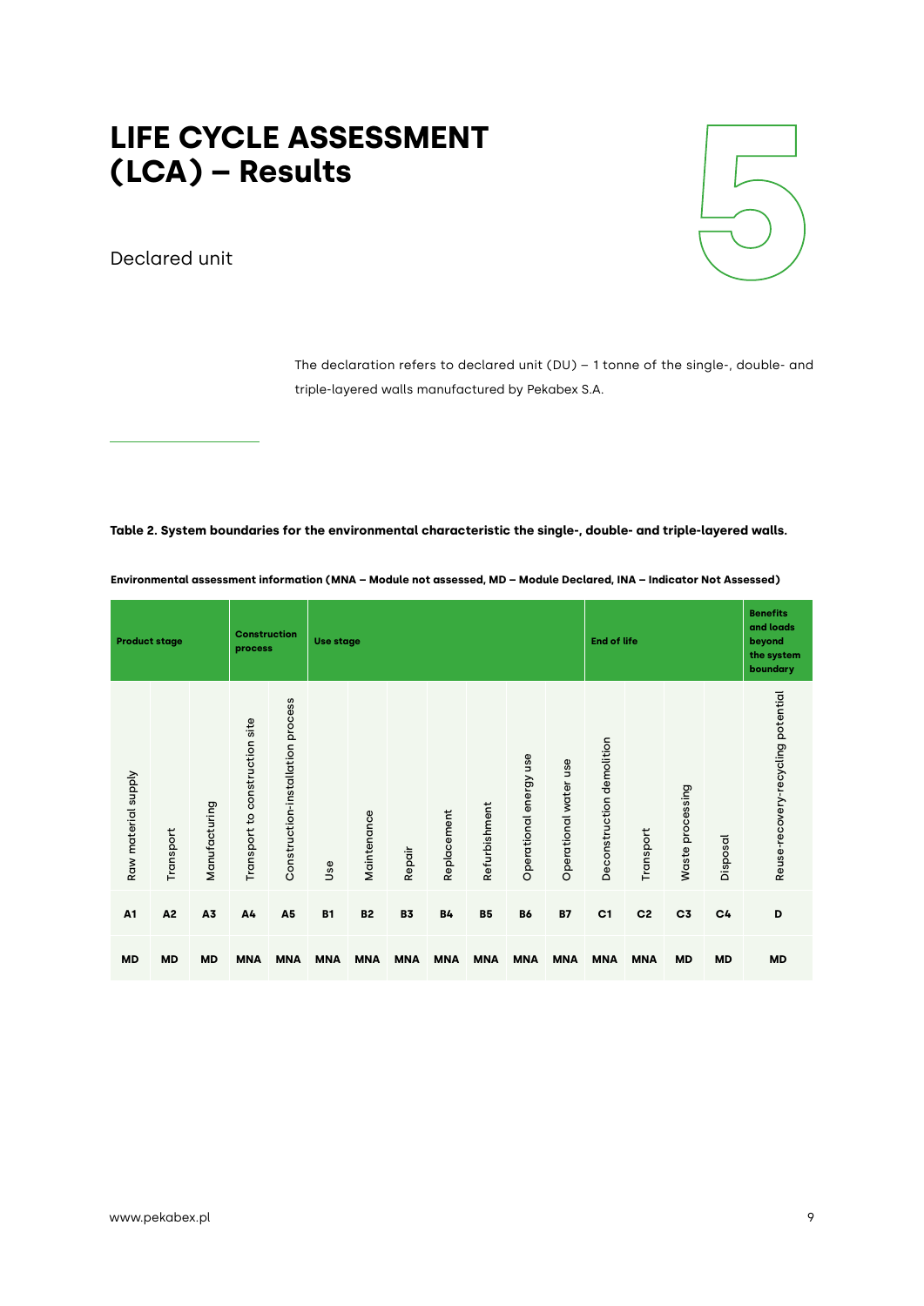# LIFE CYCLE ASSESSMENT (LCA) – Results

## Declared unit

The declaration refers to declared unit (DU) – 1 tonne of the single-, double- and triple-layered walls manufactured by Pekabex S.A.

**Table 2. System boundaries for the environmental characteristic the single-, double- and triple-layered walls.**

**Environmental assessment information (MNA – Module not assessed, MD – Module Declared, INA – Indicator Not Assessed)**

| Product stage | | | Construction process | | Use stage | | | | | | | End of life | | | | Benefits and loads beyond the system boundary |
|---|---|---|---|---|---|---|---|---|---|---|---|---|---|---|---|---|
| Raw material supply | Transport | Manufacturing | Transport to construction site | Construction-installation process | Use | Maintenance | Repair | Replacement | Refurbishment | Operational energy use | Operational water use | Deconstruction demolition | Transport | Waste processing | Disposal | Reuse-recovery-recycling potential |
| A1 | A2 | A3 | A4 | A5 | B1 | B2 | B3 | B4 | B5 | B6 | B7 | C1 | C2 | C3 | C4 | D |
| MD | MD | MD | MNA | MNA | MNA | MNA | MNA | MNA | MNA | MNA | MNA | MNA | MNA | MD | MD | MD |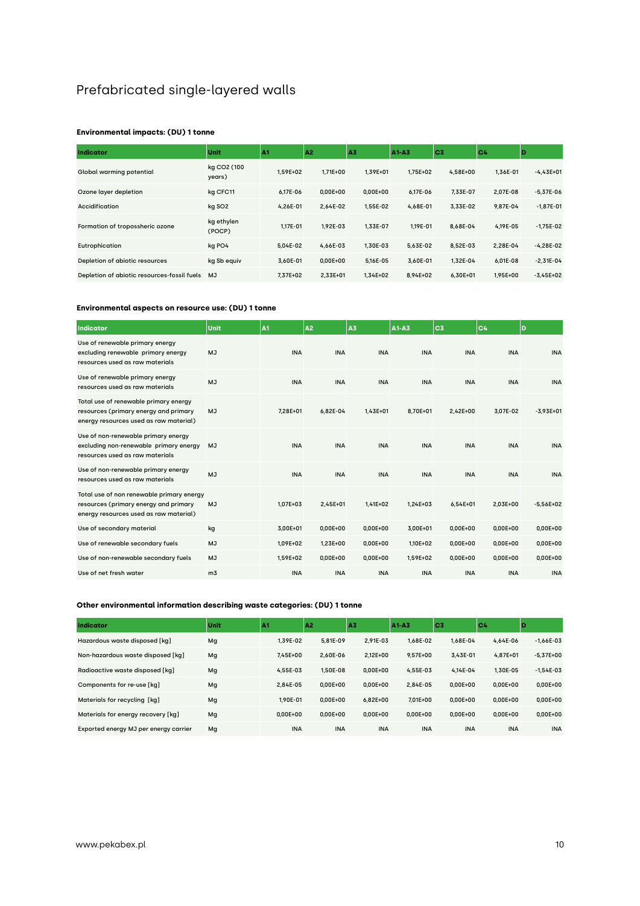# Prefabricated single-layered walls

**Environmental impacts: (DU) 1 tonne**

| Indicator | Unit | A1 | A2 | A3 | A1-A3 | C3 | C4 | D |
|---|---|---|---|---|---|---|---|---|
| Global warming potential | kg CO2 (100 years) | 1,59E+02 | 1,71E+00 | 1,39E+01 | 1,75E+02 | 4,58E+00 | 1,36E-01 | -4,43E+01 |
| Ozone layer depletion | kg CFC11 | 6,17E-06 | 0,00E+00 | 0,00E+00 | 6,17E-06 | 7,33E-07 | 2,07E-08 | -5,37E-06 |
| Accidification | kg SO2 | 4,26E-01 | 2,64E-02 | 1,55E-02 | 4,68E-01 | 3,33E-02 | 9,87E-04 | -1,87E-01 |
| Formation of tropossheric ozone | kg ethylen (POCP) | 1,17E-01 | 1,92E-03 | 1,33E-07 | 1,19E-01 | 8,68E-04 | 4,19E-05 | -1,75E-02 |
| Eutrophication | kg PO4 | 5,04E-02 | 4,66E-03 | 1,30E-03 | 5,63E-02 | 8,52E-03 | 2,28E-04 | -4,28E-02 |
| Depletion of abiotic resources | kg Sb equiv | 3,60E-01 | 0,00E+00 | 5,16E-05 | 3,60E-01 | 1,32E-04 | 6,01E-08 | -2,31E-04 |
| Depletion of abiotic resources-fossil fuels | MJ | 7,37E+02 | 2,33E+01 | 1,34E+02 | 8,94E+02 | 6,30E+01 | 1,95E+00 | -3,45E+02 |

**Environmental aspects on resource use: (DU) 1 tonne**

| Indicator | Unit | A1 | A2 | A3 | A1-A3 | C3 | C4 | D |
|---|---|---|---|---|---|---|---|---|
| Use of renewable primary energy excluding renewable primary energy resources used as raw materials | MJ | INA | INA | INA | INA | INA | INA | INA |
| Use of renewable primary energy resources used as raw materials | MJ | INA | INA | INA | INA | INA | INA | INA |
| Total use of renewable primary energy resources (primary energy and primary energy resources used as raw material) | MJ | 7,28E+01 | 6,82E-04 | 1,43E+01 | 8,70E+01 | 2,42E+00 | 3,07E-02 | -3,93E+01 |
| Use of non-renewable primary energy excluding non-renewable primary energy resources used as raw materials | MJ | INA | INA | INA | INA | INA | INA | INA |
| Use of non-renewable primary energy resources used as raw materials | MJ | INA | INA | INA | INA | INA | INA | INA |
| Total use of non renewable primary energy resources (primary energy and primary energy resources used as raw material) | MJ | 1,07E+03 | 2,45E+01 | 1,41E+02 | 1,24E+03 | 6,54E+01 | 2,03E+00 | -5,56E+02 |
| Use of secondary material | kg | 3,00E+01 | 0,00E+00 | 0,00E+00 | 3,00E+01 | 0,00E+00 | 0,00E+00 | 0,00E+00 |
| Use of renewable secondary fuels | MJ | 1,09E+02 | 1,23E+00 | 0,00E+00 | 1,10E+02 | 0,00E+00 | 0,00E+00 | 0,00E+00 |
| Use of non-renewable secondary fuels | MJ | 1,59E+02 | 0,00E+00 | 0,00E+00 | 1,59E+02 | 0,00E+00 | 0,00E+00 | 0,00E+00 |
| Use of net fresh water | m3 | INA | INA | INA | INA | INA | INA | INA |

**Other environmental information describing waste categories: (DU) 1 tonne**

| Indicator | Unit | A1 | A2 | A3 | A1-A3 | C3 | C4 | D |
|---|---|---|---|---|---|---|---|---|
| Hazardous waste disposed [kg] | Mg | 1,39E-02 | 5,81E-09 | 2,91E-03 | 1,68E-02 | 1,68E-04 | 4,64E-06 | -1,66E-03 |
| Non-hazardous waste disposed [kg] | Mg | 7,45E+00 | 2,60E-06 | 2,12E+00 | 9,57E+00 | 3,43E-01 | 4,87E+01 | -5,37E+00 |
| Radioactive waste disposed [kg] | Mg | 4,55E-03 | 1,50E-08 | 0,00E+00 | 4,55E-03 | 4,14E-04 | 1,30E-05 | -1,54E-03 |
| Components for re-use [kg] | Mg | 2,84E-05 | 0,00E+00 | 0,00E+00 | 2,84E-05 | 0,00E+00 | 0,00E+00 | 0,00E+00 |
| Materials for recycling [kg] | Mg | 1,90E-01 | 0,00E+00 | 6,82E+00 | 7,01E+00 | 0,00E+00 | 0,00E+00 | 0,00E+00 |
| Materials for energy recovery [kg] | Mg | 0,00E+00 | 0,00E+00 | 0,00E+00 | 0,00E+00 | 0,00E+00 | 0,00E+00 | 0,00E+00 |
| Exported energy MJ per energy carrier | Mg | INA | INA | INA | INA | INA | INA | INA |

www.pekabex.pl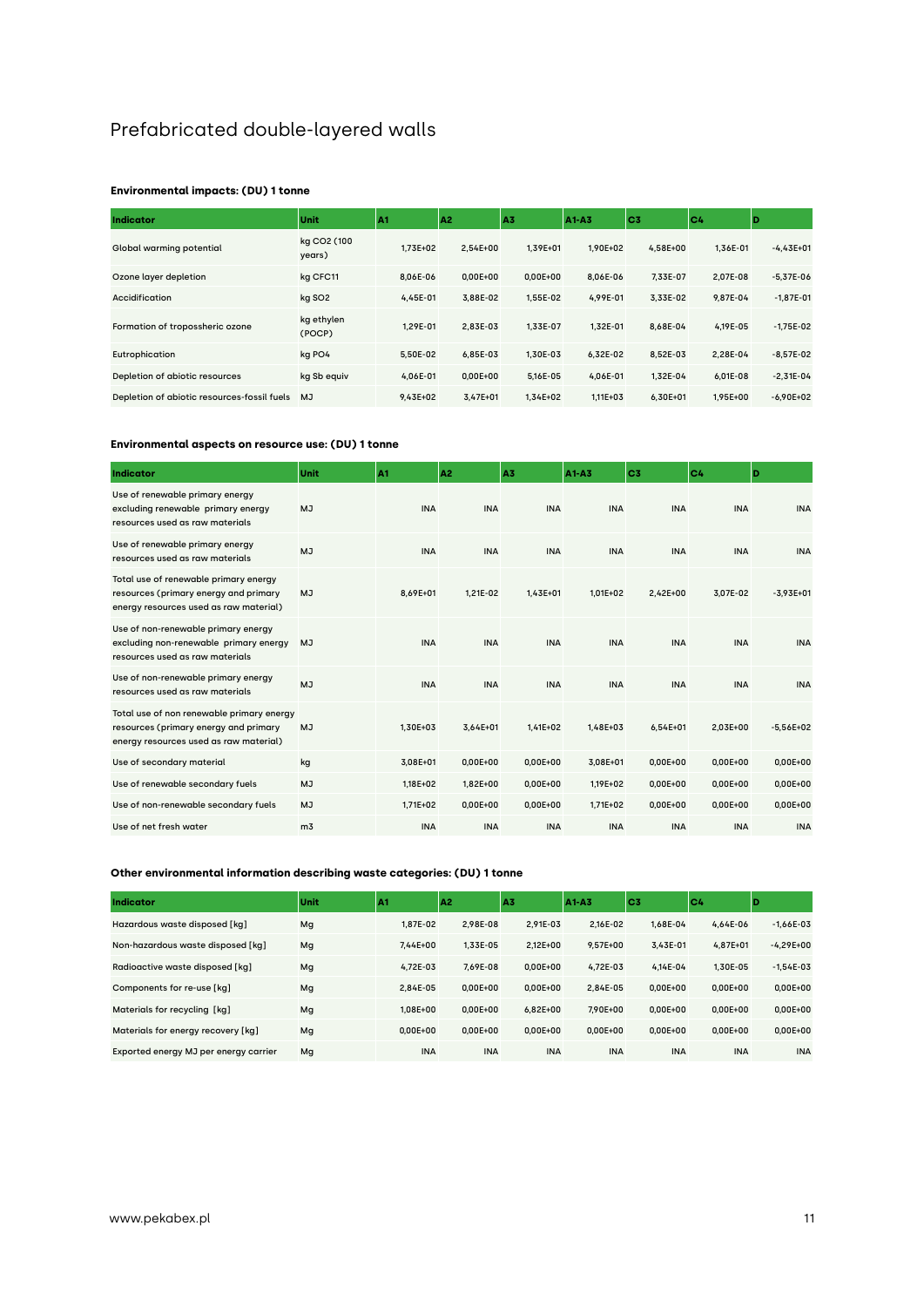# Prefabricated double-layered walls

**Environmental impacts: (DU) 1 tonne**

| Indicator | Unit | A1 | A2 | A3 | A1-A3 | C3 | C4 | D |
|---|---|---|---|---|---|---|---|---|
| Global warming potential | kg CO2 (100 years) | 1,73E+02 | 2,54E+00 | 1,39E+01 | 1,90E+02 | 4,58E+00 | 1,36E-01 | -4,43E+01 |
| Ozone layer depletion | kg CFC11 | 8,06E-06 | 0,00E+00 | 0,00E+00 | 8,06E-06 | 7,33E-07 | 2,07E-08 | -5,37E-06 |
| Accidification | kg SO2 | 4,45E-01 | 3,88E-02 | 1,55E-02 | 4,99E-01 | 3,33E-02 | 9,87E-04 | -1,87E-01 |
| Formation of tropossheric ozone | kg ethylen (POCP) | 1,29E-01 | 2,83E-03 | 1,33E-07 | 1,32E-01 | 8,68E-04 | 4,19E-05 | -1,75E-02 |
| Eutrophication | kg PO4 | 5,50E-02 | 6,85E-03 | 1,30E-03 | 6,32E-02 | 8,52E-03 | 2,28E-04 | -8,57E-02 |
| Depletion of abiotic resources | kg Sb equiv | 4,06E-01 | 0,00E+00 | 5,16E-05 | 4,06E-01 | 1,32E-04 | 6,01E-08 | -2,31E-04 |
| Depletion of abiotic resources-fossil fuels | MJ | 9,43E+02 | 3,47E+01 | 1,34E+02 | 1,11E+03 | 6,30E+01 | 1,95E+00 | -6,90E+02 |

**Environmental aspects on resource use: (DU) 1 tonne**

| Indicator | Unit | A1 | A2 | A3 | A1-A3 | C3 | C4 | D |
|---|---|---|---|---|---|---|---|---|
| Use of renewable primary energy excluding renewable primary energy resources used as raw materials | MJ | INA | INA | INA | INA | INA | INA | INA |
| Use of renewable primary energy resources used as raw materials | MJ | INA | INA | INA | INA | INA | INA | INA |
| Total use of renewable primary energy resources (primary energy and primary energy resources used as raw material) | MJ | 8,69E+01 | 1,21E-02 | 1,43E+01 | 1,01E+02 | 2,42E+00 | 3,07E-02 | -3,93E+01 |
| Use of non-renewable primary energy excluding non-renewable primary energy resources used as raw materials | MJ | INA | INA | INA | INA | INA | INA | INA |
| Use of non-renewable primary energy resources used as raw materials | MJ | INA | INA | INA | INA | INA | INA | INA |
| Total use of non renewable primary energy resources (primary energy and primary energy resources used as raw material) | MJ | 1,30E+03 | 3,64E+01 | 1,41E+02 | 1,48E+03 | 6,54E+01 | 2,03E+00 | -5,56E+02 |
| Use of secondary material | kg | 3,08E+01 | 0,00E+00 | 0,00E+00 | 3,08E+01 | 0,00E+00 | 0,00E+00 | 0,00E+00 |
| Use of renewable secondary fuels | MJ | 1,18E+02 | 1,82E+00 | 0,00E+00 | 1,19E+02 | 0,00E+00 | 0,00E+00 | 0,00E+00 |
| Use of non-renewable secondary fuels | MJ | 1,71E+02 | 0,00E+00 | 0,00E+00 | 1,71E+02 | 0,00E+00 | 0,00E+00 | 0,00E+00 |
| Use of net fresh water | m3 | INA | INA | INA | INA | INA | INA | INA |

**Other environmental information describing waste categories: (DU) 1 tonne**

| Indicator | Unit | A1 | A2 | A3 | A1-A3 | C3 | C4 | D |
|---|---|---|---|---|---|---|---|---|
| Hazardous waste disposed [kg] | Mg | 1,87E-02 | 2,98E-08 | 2,91E-03 | 2,16E-02 | 1,68E-04 | 4,64E-06 | -1,66E-03 |
| Non-hazardous waste disposed [kg] | Mg | 7,44E+00 | 1,33E-05 | 2,12E+00 | 9,57E+00 | 3,43E-01 | 4,87E+01 | -4,29E+00 |
| Radioactive waste disposed [kg] | Mg | 4,72E-03 | 7,69E-08 | 0,00E+00 | 4,72E-03 | 4,14E-04 | 1,30E-05 | -1,54E-03 |
| Components for re-use [kg] | Mg | 2,84E-05 | 0,00E+00 | 0,00E+00 | 2,84E-05 | 0,00E+00 | 0,00E+00 | 0,00E+00 |
| Materials for recycling [kg] | Mg | 1,08E+00 | 0,00E+00 | 6,82E+00 | 7,90E+00 | 0,00E+00 | 0,00E+00 | 0,00E+00 |
| Materials for energy recovery [kg] | Mg | 0,00E+00 | 0,00E+00 | 0,00E+00 | 0,00E+00 | 0,00E+00 | 0,00E+00 | 0,00E+00 |
| Exported energy MJ per energy carrier | Mg | INA | INA | INA | INA | INA | INA | INA |

www.pekabex.pl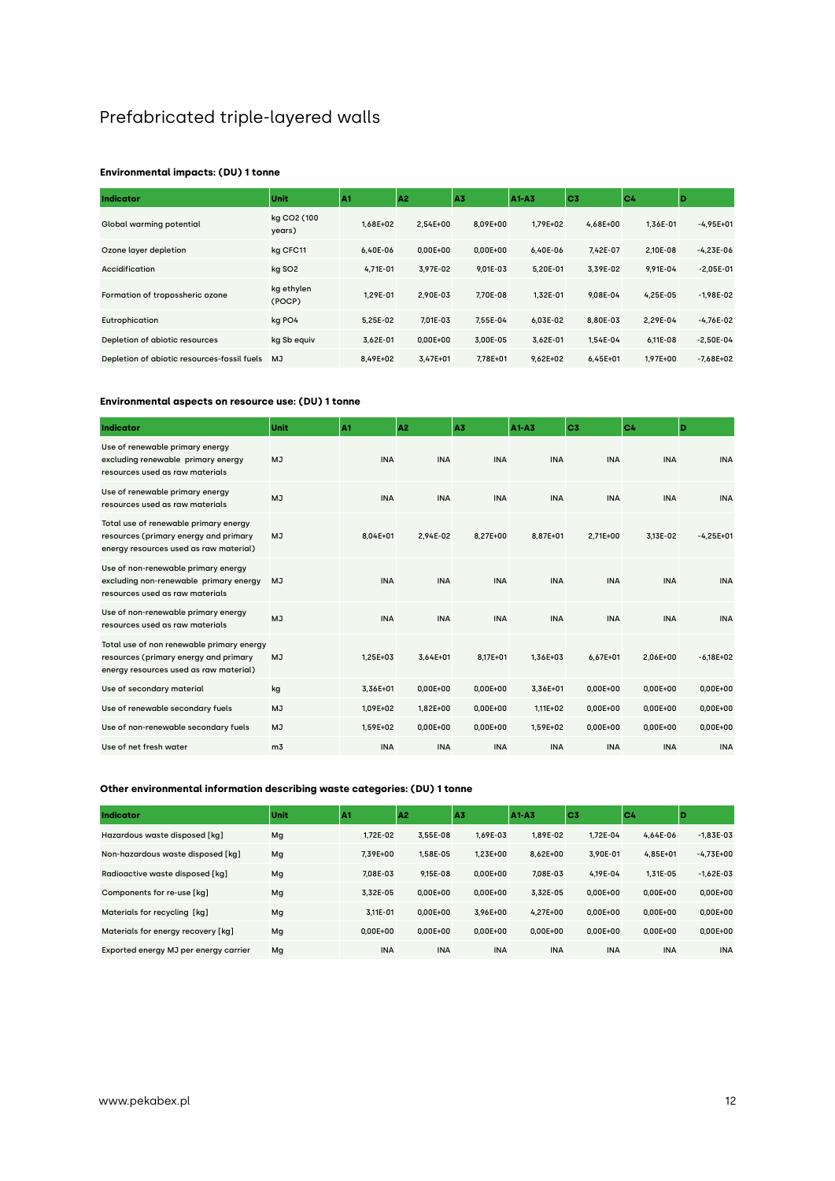# Prefabricated triple-layered walls

### Environmental impacts: (DU) 1 tonne

| Indicator | Unit | A1 | A2 | A3 | A1-A3 | C3 | C4 | D |
|---|---|---|---|---|---|---|---|---|
| Global warming potential | kg CO2 (100 years) | 1,68E+02 | 2,54E+00 | 8,09E+00 | 1,79E+02 | 4,68E+00 | 1,36E-01 | -4,95E+01 |
| Ozone layer depletion | kg CFC11 | 6,40E-06 | 0,00E+00 | 0,00E+00 | 6,40E-06 | 7,42E-07 | 2,10E-08 | -4,23E-06 |
| Accidification | kg SO2 | 4,71E-01 | 3,97E-02 | 9,01E-03 | 5,20E-01 | 3,39E-02 | 9,91E-04 | -2,05E-01 |
| Formation of tropossheric ozone | kg ethylen (POCP) | 1,29E-01 | 2,90E-03 | 7,70E-08 | 1,32E-01 | 9,08E-04 | 4,25E-05 | -1,98E-02 |
| Eutrophication | kg PO4 | 5,25E-02 | 7,01E-03 | 7,55E-04 | 6,03E-02 | 8,80E-03 | 2,29E-04 | -4,76E-02 |
| Depletion of abiotic resources | kg Sb equiv | 3,62E-01 | 0,00E+00 | 3,00E-05 | 3,62E-01 | 1,54E-04 | 6,11E-08 | -2,50E-04 |
| Depletion of abiotic resources-fossil fuels | MJ | 8,49E+02 | 3,47E+01 | 7,78E+01 | 9,62E+02 | 6,45E+01 | 1,97E+00 | -7,68E+02 |

### Environmental aspects on resource use: (DU) 1 tonne

| Indicator | Unit | A1 | A2 | A3 | A1-A3 | C3 | C4 | D |
|---|---|---|---|---|---|---|---|---|
| Use of renewable primary energy excluding renewable primary energy resources used as raw materials | MJ | INA | INA | INA | INA | INA | INA | INA |
| Use of renewable primary energy resources used as raw materials | MJ | INA | INA | INA | INA | INA | INA | INA |
| Total use of renewable primary energy resources (primary energy and primary energy resources used as raw material) | MJ | 8,04E+01 | 2,94E-02 | 8,27E+00 | 8,87E+01 | 2,71E+00 | 3,13E-02 | -4,25E+01 |
| Use of non-renewable primary energy excluding non-renewable primary energy resources used as raw materials | MJ | INA | INA | INA | INA | INA | INA | INA |
| Use of non-renewable primary energy resources used as raw materials | MJ | INA | INA | INA | INA | INA | INA | INA |
| Total use of non renewable primary energy resources (primary energy and primary energy resources used as raw material) | MJ | 1,25E+03 | 3,64E+01 | 8,17E+01 | 1,36E+03 | 6,67E+01 | 2,06E+00 | -6,18E+02 |
| Use of secondary material | kg | 3,36E+01 | 0,00E+00 | 0,00E+00 | 3,36E+01 | 0,00E+00 | 0,00E+00 | 0,00E+00 |
| Use of renewable secondary fuels | MJ | 1,09E+02 | 1,82E+00 | 0,00E+00 | 1,11E+02 | 0,00E+00 | 0,00E+00 | 0,00E+00 |
| Use of non-renewable secondary fuels | MJ | 1,59E+02 | 0,00E+00 | 0,00E+00 | 1,59E+02 | 0,00E+00 | 0,00E+00 | 0,00E+00 |
| Use of net fresh water | m3 | INA | INA | INA | INA | INA | INA | INA |

### Other environmental information describing waste categories: (DU) 1 tonne

| Indicator | Unit | A1 | A2 | A3 | A1-A3 | C3 | C4 | D |
|---|---|---|---|---|---|---|---|---|
| Hazardous waste disposed [kg] | Mg | 1,72E-02 | 3,55E-08 | 1,69E-03 | 1,89E-02 | 1,72E-04 | 4,64E-06 | -1,83E-03 |
| Non-hazardous waste disposed [kg] | Mg | 7,39E+00 | 1,58E-05 | 1,23E+00 | 8,62E+00 | 3,90E-01 | 4,85E+01 | -4,73E+00 |
| Radioactive waste disposed [kg] | Mg | 7,08E-03 | 9,15E-08 | 0,00E+00 | 7,08E-03 | 4,19E-04 | 1,31E-05 | -1,62E-03 |
| Components for re-use [kg] | Mg | 3,32E-05 | 0,00E+00 | 0,00E+00 | 3,32E-05 | 0,00E+00 | 0,00E+00 | 0,00E+00 |
| Materials for recycling [kg] | Mg | 3,11E-01 | 0,00E+00 | 3,96E+00 | 4,27E+00 | 0,00E+00 | 0,00E+00 | 0,00E+00 |
| Materials for energy recovery [kg] | Mg | 0,00E+00 | 0,00E+00 | 0,00E+00 | 0,00E+00 | 0,00E+00 | 0,00E+00 | 0,00E+00 |
| Exported energy MJ per energy carrier | Mg | INA | INA | INA | INA | INA | INA | INA |

www.pekabex.pl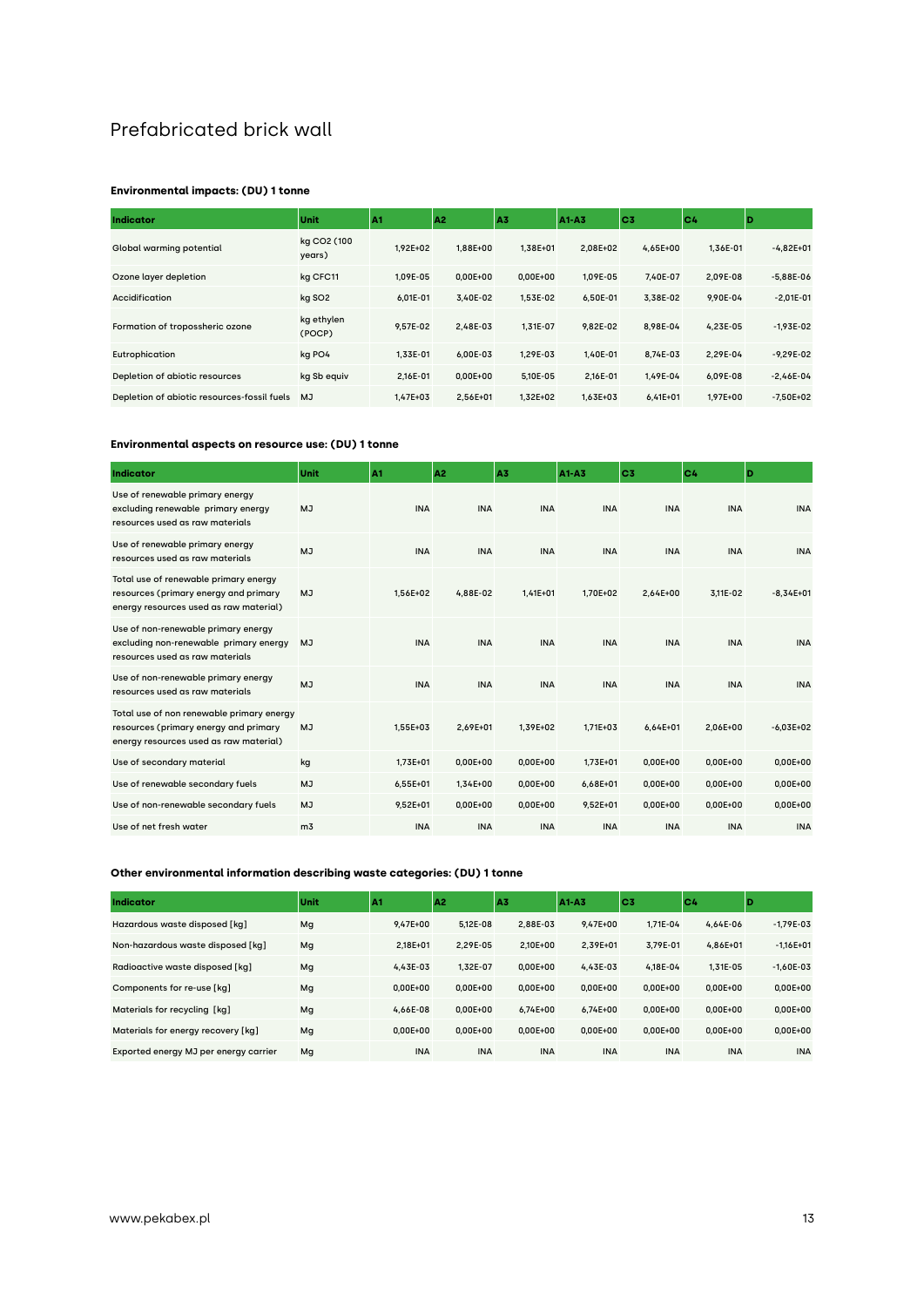# Prefabricated brick wall

**Environmental impacts: (DU) 1 tonne**

| Indicator | Unit | A1 | A2 | A3 | A1-A3 | C3 | C4 | D |
|---|---|---|---|---|---|---|---|---|
| Global warming potential | kg CO2 (100 years) | 1,92E+02 | 1,88E+00 | 1,38E+01 | 2,08E+02 | 4,65E+00 | 1,36E-01 | -4,82E+01 |
| Ozone layer depletion | kg CFC11 | 1,09E-05 | 0,00E+00 | 0,00E+00 | 1,09E-05 | 7,40E-07 | 2,09E-08 | -5,88E-06 |
| Accidification | kg SO2 | 6,01E-01 | 3,40E-02 | 1,53E-02 | 6,50E-01 | 3,38E-02 | 9,90E-04 | -2,01E-01 |
| Formation of tropossheric ozone | kg ethylen (POCP) | 9,57E-02 | 2,48E-03 | 1,31E-07 | 9,82E-02 | 8,98E-04 | 4,23E-05 | -1,93E-02 |
| Eutrophication | kg PO4 | 1,33E-01 | 6,00E-03 | 1,29E-03 | 1,40E-01 | 8,74E-03 | 2,29E-04 | -9,29E-02 |
| Depletion of abiotic resources | kg Sb equiv | 2,16E-01 | 0,00E+00 | 5,10E-05 | 2,16E-01 | 1,49E-04 | 6,09E-08 | -2,46E-04 |
| Depletion of abiotic resources-fossil fuels | MJ | 1,47E+03 | 2,56E+01 | 1,32E+02 | 1,63E+03 | 6,41E+01 | 1,97E+00 | -7,50E+02 |

**Environmental aspects on resource use: (DU) 1 tonne**

| Indicator | Unit | A1 | A2 | A3 | A1-A3 | C3 | C4 | D |
|---|---|---|---|---|---|---|---|---|
| Use of renewable primary energy excluding renewable primary energy resources used as raw materials | MJ | INA | INA | INA | INA | INA | INA | INA |
| Use of renewable primary energy resources used as raw materials | MJ | INA | INA | INA | INA | INA | INA | INA |
| Total use of renewable primary energy resources (primary energy and primary energy resources used as raw material) | MJ | 1,56E+02 | 4,88E-02 | 1,41E+01 | 1,70E+02 | 2,64E+00 | 3,11E-02 | -8,34E+01 |
| Use of non-renewable primary energy excluding non-renewable primary energy resources used as raw materials | MJ | INA | INA | INA | INA | INA | INA | INA |
| Use of non-renewable primary energy resources used as raw materials | MJ | INA | INA | INA | INA | INA | INA | INA |
| Total use of non renewable primary energy resources (primary energy and primary energy resources used as raw material) | MJ | 1,55E+03 | 2,69E+01 | 1,39E+02 | 1,71E+03 | 6,64E+01 | 2,06E+00 | -6,03E+02 |
| Use of secondary material | kg | 1,73E+01 | 0,00E+00 | 0,00E+00 | 1,73E+01 | 0,00E+00 | 0,00E+00 | 0,00E+00 |
| Use of renewable secondary fuels | MJ | 6,55E+01 | 1,34E+00 | 0,00E+00 | 6,68E+01 | 0,00E+00 | 0,00E+00 | 0,00E+00 |
| Use of non-renewable secondary fuels | MJ | 9,52E+01 | 0,00E+00 | 0,00E+00 | 9,52E+01 | 0,00E+00 | 0,00E+00 | 0,00E+00 |
| Use of net fresh water | m3 | INA | INA | INA | INA | INA | INA | INA |

**Other environmental information describing waste categories: (DU) 1 tonne**

| Indicator | Unit | A1 | A2 | A3 | A1-A3 | C3 | C4 | D |
|---|---|---|---|---|---|---|---|---|
| Hazardous waste disposed [kg] | Mg | 9,47E+00 | 5,12E-08 | 2,88E-03 | 9,47E+00 | 1,71E-04 | 4,64E-06 | -1,79E-03 |
| Non-hazardous waste disposed [kg] | Mg | 2,18E+01 | 2,29E-05 | 2,10E+00 | 2,39E+01 | 3,79E-01 | 4,86E+01 | -1,16E+01 |
| Radioactive waste disposed [kg] | Mg | 4,43E-03 | 1,32E-07 | 0,00E+00 | 4,43E-03 | 4,18E-04 | 1,31E-05 | -1,60E-03 |
| Components for re-use [kg] | Mg | 0,00E+00 | 0,00E+00 | 0,00E+00 | 0,00E+00 | 0,00E+00 | 0,00E+00 | 0,00E+00 |
| Materials for recycling [kg] | Mg | 4,66E-08 | 0,00E+00 | 6,74E+00 | 6,74E+00 | 0,00E+00 | 0,00E+00 | 0,00E+00 |
| Materials for energy recovery [kg] | Mg | 0,00E+00 | 0,00E+00 | 0,00E+00 | 0,00E+00 | 0,00E+00 | 0,00E+00 | 0,00E+00 |
| Exported energy MJ per energy carrier | Mg | INA | INA | INA | INA | INA | INA | INA |

www.pekabex.pl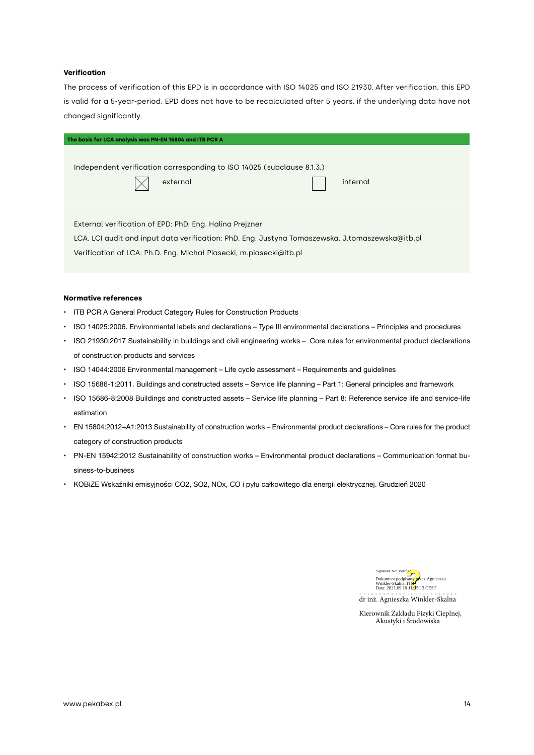**Verification**

The process of verification of this EPD is in accordance with ISO 14025 and ISO 21930. After verification. this EPD is valid for a 5-year-period. EPD does not have to be recalculated after 5 years. if the underlying data have not changed significantly.

| The basis for LCA analysis was PN-EN 15804 and ITB PCR A |
|---|
| Independent verification corresponding to ISO 14025 (subclause 8.1.3.)<br>☒ external ☐ internal |
| External verification of EPD: PhD. Eng. Halina Prejzner<br>LCA. LCI audit and input data verification: PhD. Eng. Justyna Tomaszewska. J.tomaszewska@itb.pl<br>Verification of LCA: Ph.D. Eng. Michał Piasecki, m.piasecki@itb.pl |

**Normative references**

- ITB PCR A General Product Category Rules for Construction Products
- ISO 14025:2006. Environmental labels and declarations – Type III environmental declarations – Principles and procedures
- ISO 21930:2017 Sustainability in buildings and civil engineering works – Core rules for environmental product declarations of construction products and services
- ISO 14044:2006 Environmental management – Life cycle assessment – Requirements and guidelines
- ISO 15686-1:2011. Buildings and constructed assets – Service life planning – Part 1: General principles and framework
- ISO 15686-8:2008 Buildings and constructed assets – Service life planning – Part 8: Reference service life and service-life estimation
- EN 15804:2012+A1:2013 Sustainability of construction works – Environmental product declarations – Core rules for the product category of construction products
- PN-EN 15942:2012 Sustainability of construction works – Environmental product declarations – Communication format business-to-business
- KOBiZE Wskaźniki emisyjności CO2, SO2, NOx, CO i pyłu całkowitego dla energii elektrycznej. Grudzień 2020

Signature Not Verified
Dokument podpisany przez Agnieszka Winkler-Skalna; ITB
Data: 2021.09.10 11:15:13 CEST

dr inż. Agnieszka Winkler-Skalna

Kierownik Zakładu Fizyki Cieplnej, Akustyki i Środowiska

www.pekabex.pl